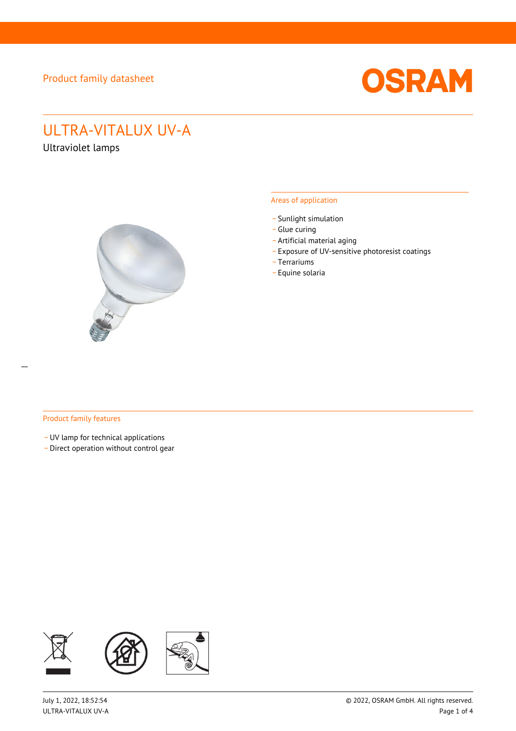Product family datasheet

# ULTRA-VITALUX UV-A

Ultraviolet lamps

## Areas of application

- Sunlight simulation
- Glue curing
- Artificial material aging
- Exposure of UV-sensitive photoresist coatings
- Terrariums
- Equine solaria

## Product family features

- UV lamp for technical applications
- Direct operation without control gear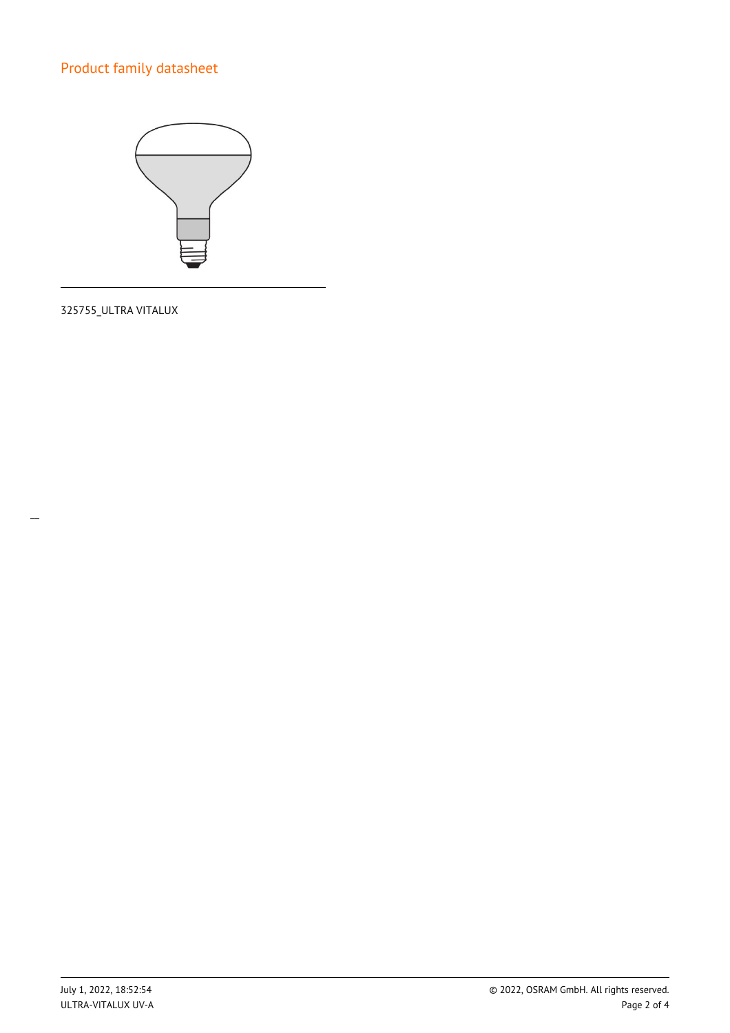# Product family datasheet

325755_ULTRA VITALUX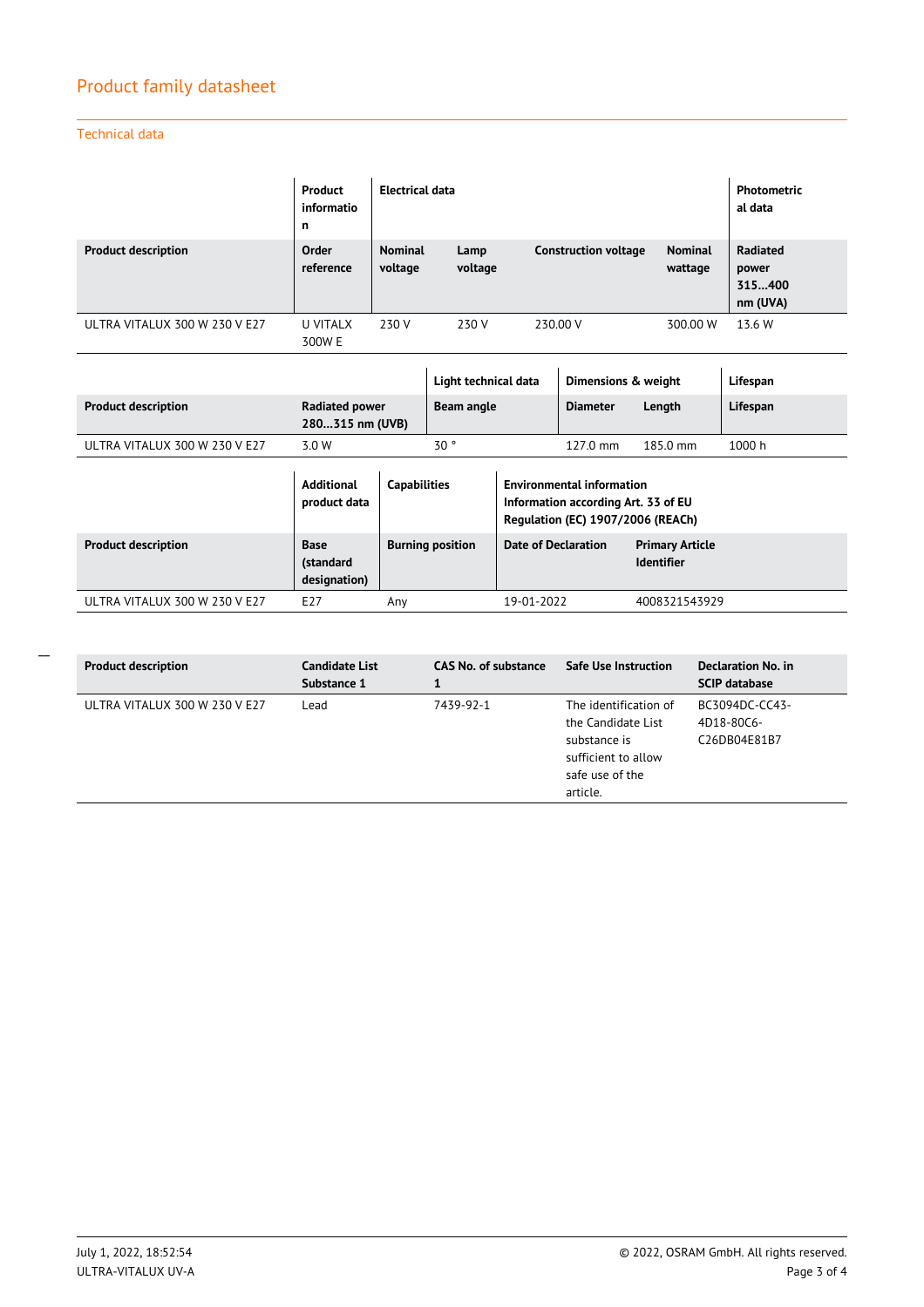## Product family datasheet

### Technical data

| | Product information | Electrical data | | | | Photometrical data |
|---|---|---|---|---|---|---|
| **Product description** | **Order reference** | **Nominal voltage** | **Lamp voltage** | **Construction voltage** | **Nominal wattage** | **Radiated power 315…400 nm (UVA)** |
| ULTRA VITALUX 300 W 230 V E27 | U VITALX 300W E | 230 V | 230 V | 230.00 V | 300.00 W | 13.6 W |

| | | Light technical data | Dimensions & weight | | Lifespan |
|---|---|---|---|---|---|
| **Product description** | **Radiated power 280…315 nm (UVB)** | **Beam angle** | **Diameter** | **Length** | **Lifespan** |
| ULTRA VITALUX 300 W 230 V E27 | 3.0 W | 30 ° | 127.0 mm | 185.0 mm | 1000 h |

| | Additional product data | Capabilities | Environmental information Information according Art. 33 of EU Regulation (EC) 1907/2006 (REACh) | |
|---|---|---|---|---|
| **Product description** | **Base (standard designation)** | **Burning position** | **Date of Declaration** | **Primary Article Identifier** |
| ULTRA VITALUX 300 W 230 V E27 | E27 | Any | 19-01-2022 | 4008321543929 |

| **Product description** | **Candidate List Substance 1** | **CAS No. of substance 1** | **Safe Use Instruction** | **Declaration No. in SCIP database** |
|---|---|---|---|---|
| ULTRA VITALUX 300 W 230 V E27 | Lead | 7439-92-1 | The identification of the Candidate List substance is sufficient to allow safe use of the article. | BC3094DC-CC43-4D18-80C6-C26DB04E81B7 |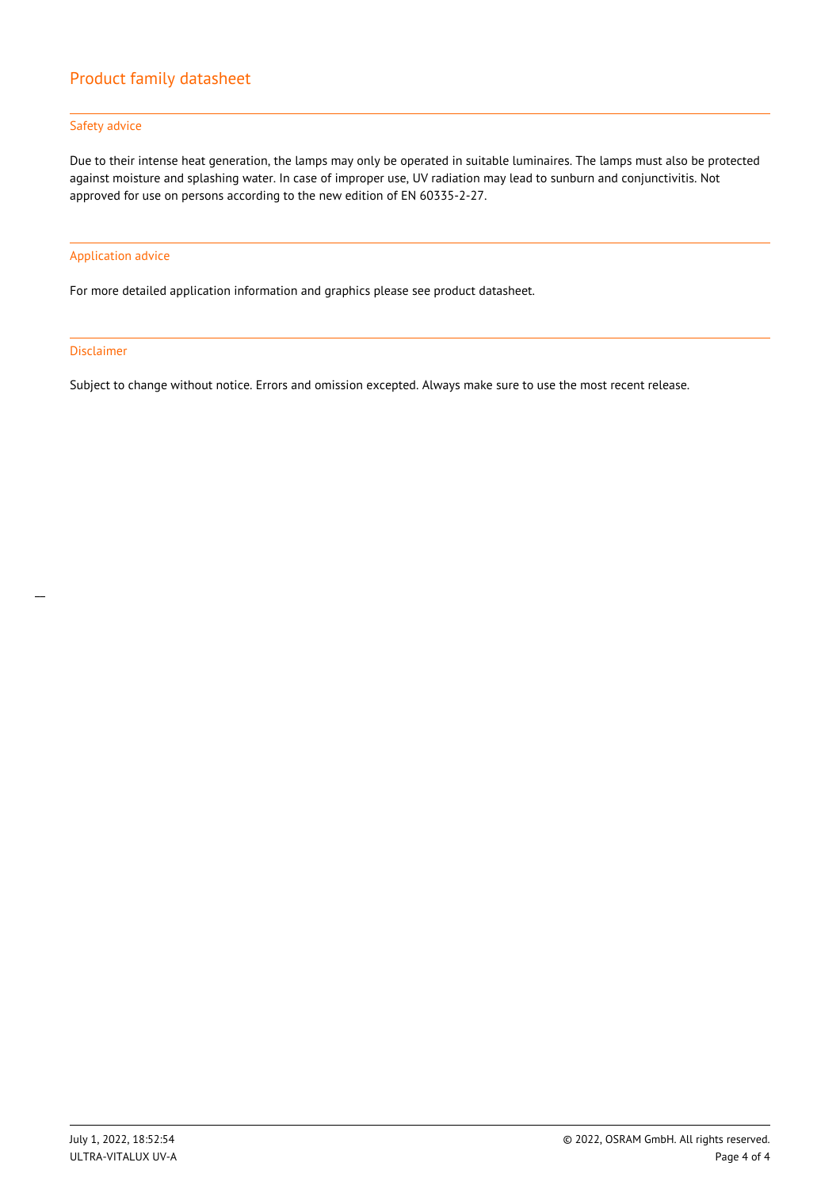# Product family datasheet

## Safety advice

Due to their intense heat generation, the lamps may only be operated in suitable luminaires. The lamps must also be protected against moisture and splashing water. In case of improper use, UV radiation may lead to sunburn and conjunctivitis. Not approved for use on persons according to the new edition of EN 60335-2-27.

## Application advice

For more detailed application information and graphics please see product datasheet.

## Disclaimer

Subject to change without notice. Errors and omission excepted. Always make sure to use the most recent release.